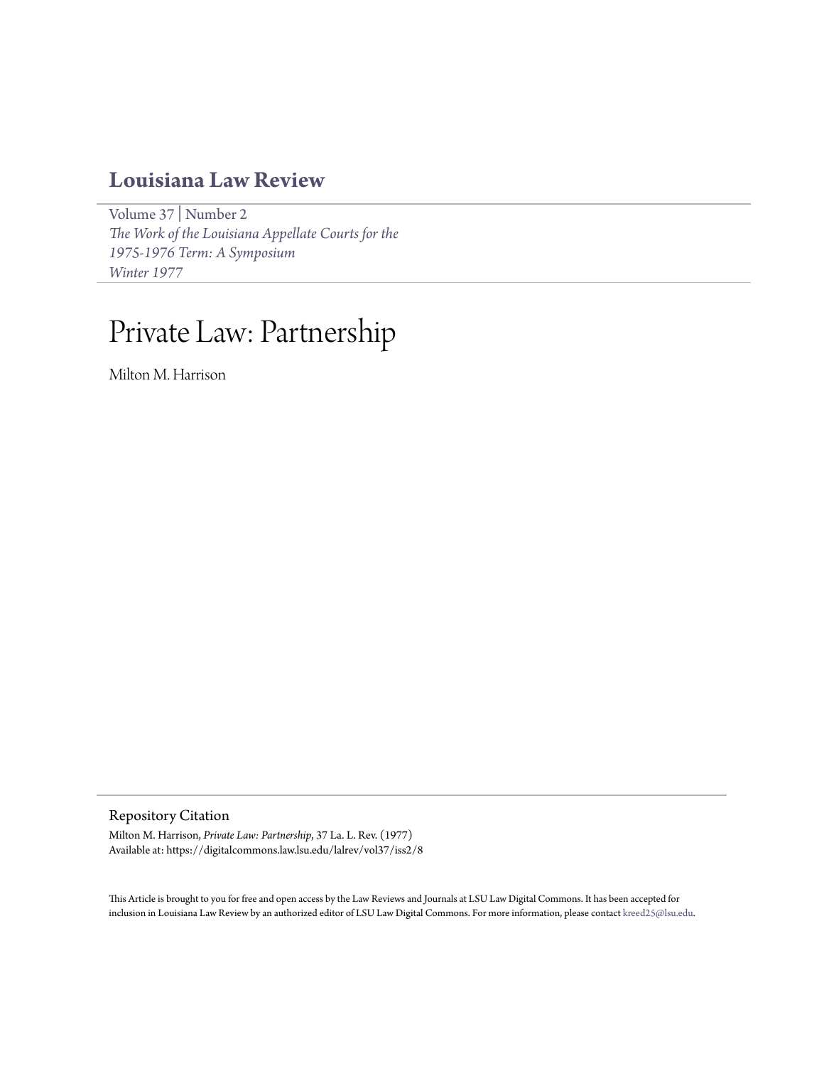# Louisiana Law Review

Volume 37 | Number 2
*The Work of the Louisiana Appellate Courts for the 1975-1976 Term: A Symposium*
*Winter 1977*

# Private Law: Partnership

Milton M. Harrison

## Repository Citation

Milton M. Harrison, *Private Law: Partnership*, 37 La. L. Rev. (1977)
Available at: https://digitalcommons.law.lsu.edu/lalrev/vol37/iss2/8

This Article is brought to you for free and open access by the Law Reviews and Journals at LSU Law Digital Commons. It has been accepted for inclusion in Louisiana Law Review by an authorized editor of LSU Law Digital Commons. For more information, please contact kreed25@lsu.edu.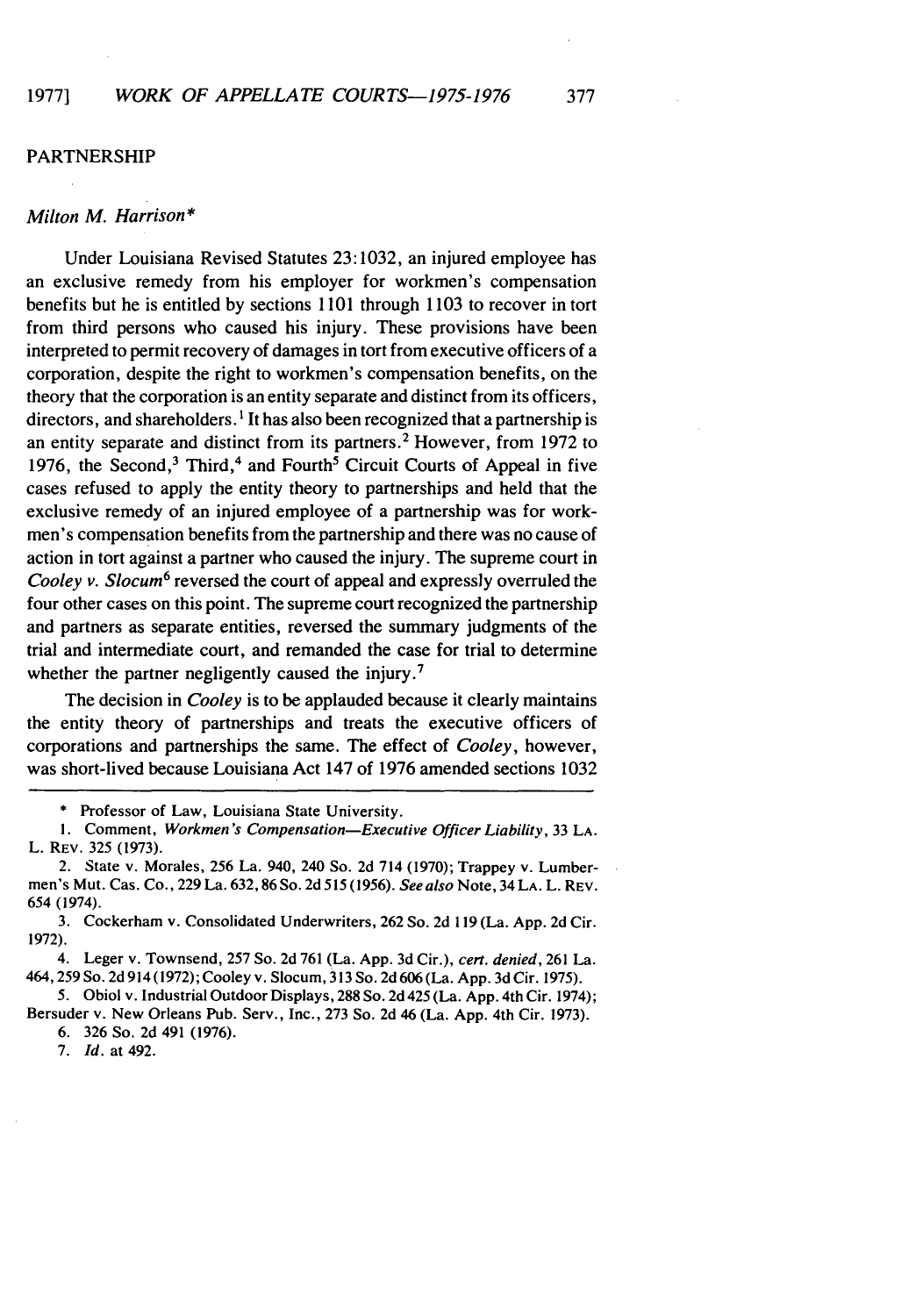## PARTNERSHIP

*Milton M. Harrison**

Under Louisiana Revised Statutes 23:1032, an injured employee has an exclusive remedy from his employer for workmen's compensation benefits but he is entitled by sections 1101 through 1103 to recover in tort from third persons who caused his injury. These provisions have been interpreted to permit recovery of damages in tort from executive officers of a corporation, despite the right to workmen's compensation benefits, on the theory that the corporation is an entity separate and distinct from its officers, directors, and shareholders.[1] It has also been recognized that a partnership is an entity separate and distinct from its partners.[2] However, from 1972 to 1976, the Second,[3] Third,[4] and Fourth[5] Circuit Courts of Appeal in five cases refused to apply the entity theory to partnerships and held that the exclusive remedy of an injured employee of a partnership was for workmen's compensation benefits from the partnership and there was no cause of action in tort against a partner who caused the injury. The supreme court in *Cooley v. Slocum*[6] reversed the court of appeal and expressly overruled the four other cases on this point. The supreme court recognized the partnership and partners as separate entities, reversed the summary judgments of the trial and intermediate court, and remanded the case for trial to determine whether the partner negligently caused the injury.[7]

The decision in *Cooley* is to be applauded because it clearly maintains the entity theory of partnerships and treats the executive officers of corporations and partnerships the same. The effect of *Cooley*, however, was short-lived because Louisiana Act 147 of 1976 amended sections 1032

---

\* Professor of Law, Louisiana State University.

1. Comment, *Workmen's Compensation—Executive Officer Liability*, 33 LA. L. REV. 325 (1973).

2. State v. Morales, 256 La. 940, 240 So. 2d 714 (1970); Trappey v. Lumbermen's Mut. Cas. Co., 229 La. 632, 86 So. 2d 515 (1956). *See also* Note, 34 LA. L. REV. 654 (1974).

3. Cockerham v. Consolidated Underwriters, 262 So. 2d 119 (La. App. 2d Cir. 1972).

4. Leger v. Townsend, 257 So. 2d 761 (La. App. 3d Cir.), *cert. denied*, 261 La. 464, 259 So. 2d 914 (1972); Cooley v. Slocum, 313 So. 2d 606 (La. App. 3d Cir. 1975).

5. Obiol v. Industrial Outdoor Displays, 288 So. 2d 425 (La. App. 4th Cir. 1974); Bersuder v. New Orleans Pub. Serv., Inc., 273 So. 2d 46 (La. App. 4th Cir. 1973).

6. 326 So. 2d 491 (1976).

7. *Id.* at 492.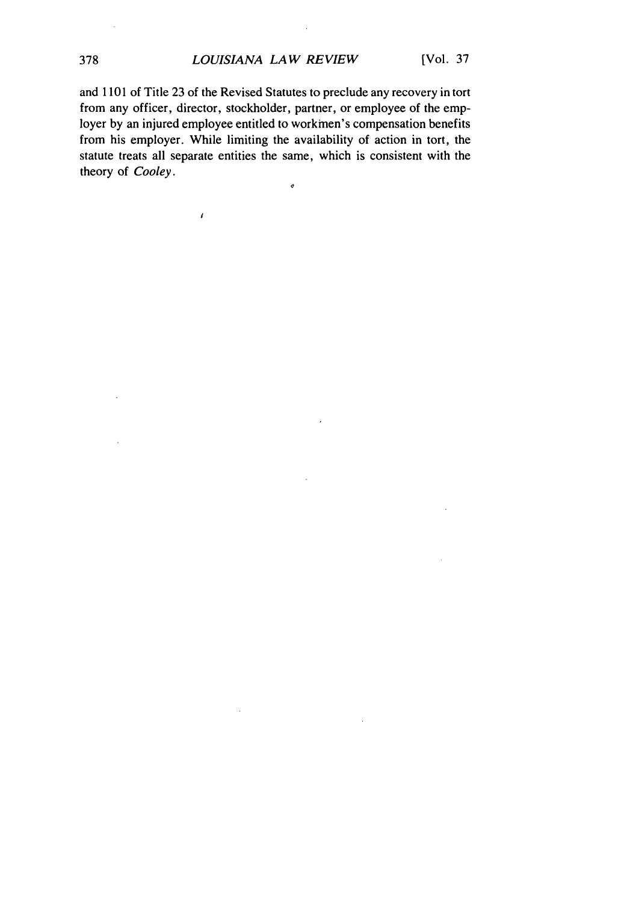and 1101 of Title 23 of the Revised Statutes to preclude any recovery in tort from any officer, director, stockholder, partner, or employee of the employer by an injured employee entitled to workmen's compensation benefits from his employer. While limiting the availability of action in tort, the statute treats all separate entities the same, which is consistent with the theory of *Cooley*.